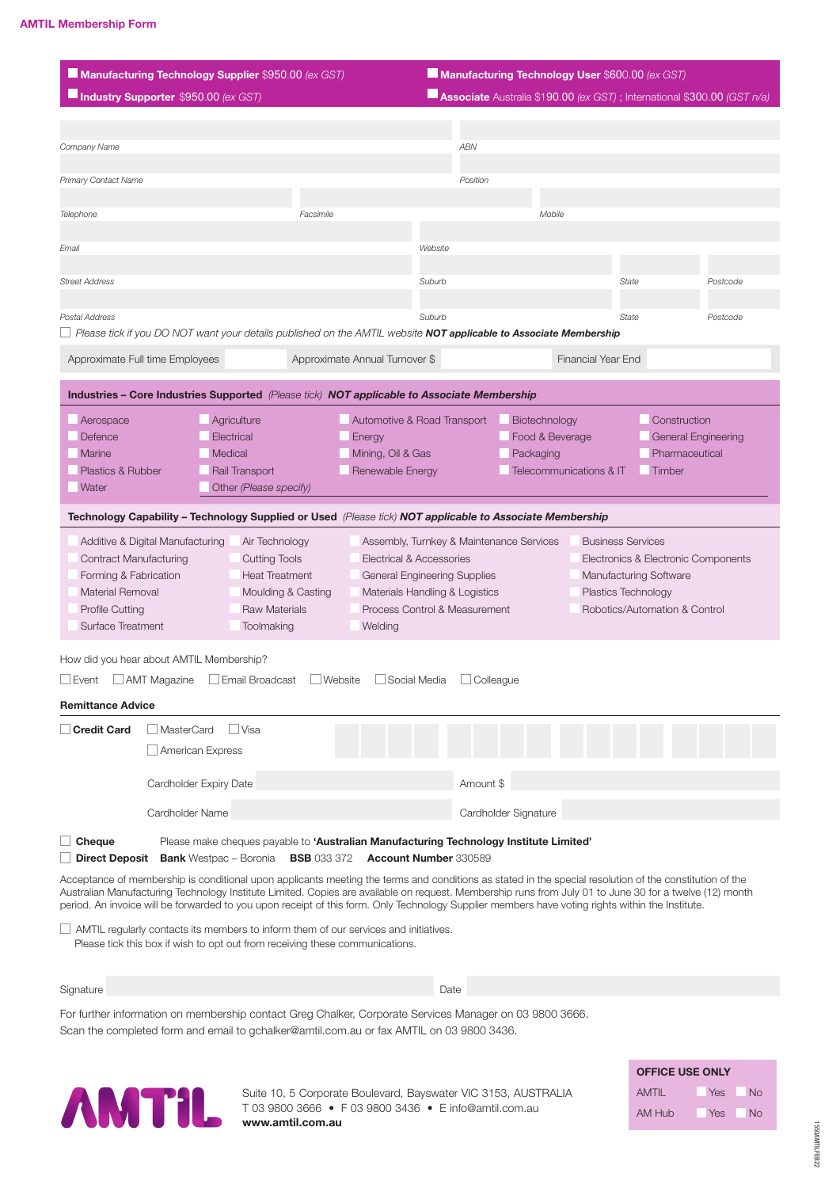# AMTIL Membership Form

☐ **Manufacturing Technology Supplier** $950.00 *(ex GST)*
☐ **Industry Supporter** $950.00 *(ex GST)*
☐ **Manufacturing Technology User** $600.00 *(ex GST)*
☐ **Associate** Australia $190.00 *(ex GST)* ; International $300.00 *(GST n/a)*

*Company Name* | *ABN*

*Primary Contact Name* | *Position*

*Telephone* | *Facsimile* | *Mobile*

*Email* | *Website*

*Street Address* | *Suburb* | *State* | *Postcode*

*Postal Address* | *Suburb* | *State* | *Postcode*

☐ *Please tick if you DO NOT want your details published on the AMTIL website* ***NOT applicable to Associate Membership***

Approximate Full time Employees | Approximate Annual Turnover $ | Financial Year End

**Industries – Core Industries Supported** *(Please tick)* ***NOT applicable to Associate Membership***

| | | | | |
|---|---|---|---|---|
| ☐ Aerospace | ☐ Agriculture | ☐ Automotive & Road Transport | ☐ Biotechnology | ☐ Construction |
| ☐ Defence | ☐ Electrical | ☐ Energy | ☐ Food & Beverage | ☐ General Engineering |
| ☐ Marine | ☐ Medical | ☐ Mining, Oil & Gas | ☐ Packaging | ☐ Pharmaceutical |
| ☐ Plastics & Rubber | ☐ Rail Transport | ☐ Renewable Energy | ☐ Telecommunications & IT | ☐ Timber |
| ☐ Water | ☐ Other *(Please specify)* | | | |

**Technology Capability – Technology Supplied or Used** *(Please tick)* ***NOT applicable to Associate Membership***

| | | | |
|---|---|---|---|
| ☐ Additive & Digital Manufacturing | ☐ Air Technology | ☐ Assembly, Turnkey & Maintenance Services | ☐ Business Services |
| ☐ Contract Manufacturing | ☐ Cutting Tools | ☐ Electrical & Accessories | ☐ Electronics & Electronic Components |
| ☐ Forming & Fabrication | ☐ Heat Treatment | ☐ General Engineering Supplies | ☐ Manufacturing Software |
| ☐ Material Removal | ☐ Moulding & Casting | ☐ Materials Handling & Logistics | ☐ Plastics Technology |
| ☐ Profile Cutting | ☐ Raw Materials | ☐ Process Control & Measurement | ☐ Robotics/Automation & Control |
| ☐ Surface Treatment | ☐ Toolmaking | ☐ Welding | |

How did you hear about AMTIL Membership?

☐ Event ☐ AMT Magazine ☐ Email Broadcast ☐ Website ☐ Social Media ☐ Colleague

**Remittance Advice**

☐ **Credit Card** ☐ MasterCard ☐ Visa ☐ American Express

Cardholder Expiry Date | Amount $

Cardholder Name | Cardholder Signature

☐ **Cheque** Please make cheques payable to **'Australian Manufacturing Technology Institute Limited'**

☐ **Direct Deposit** **Bank** Westpac – Boronia **BSB** 033 372 **Account Number** 330589

Acceptance of membership is conditional upon applicants meeting the terms and conditions as stated in the special resolution of the constitution of the Australian Manufacturing Technology Institute Limited. Copies are available on request. Membership runs from July 01 to June 30 for a twelve (12) month period. An invoice will be forwarded to you upon receipt of this form. Only Technology Supplier members have voting rights within the Institute.

☐ AMTIL regularly contacts its members to inform them of our services and initiatives.
Please tick this box if wish to opt out from receiving these communications.

Signature | Date

For further information on membership contact Greg Chalker, Corporate Services Manager on 03 9800 3666.
Scan the completed form and email to gchalker@amtil.com.au or fax AMTIL on 03 9800 3436.

**AMTIL**

Suite 10, 5 Corporate Boulevard, Bayswater VIC 3153, AUSTRALIA
T 03 9800 3666 • F 03 9800 3436 • E info@amtil.com.au
**www.amtil.com.au**

**OFFICE USE ONLY**

| | | |
|---|---|---|
| AMTIL | ☐ Yes | ☐ No |
| AM Hub | ☐ Yes | ☐ No |

1500AMTILFEB22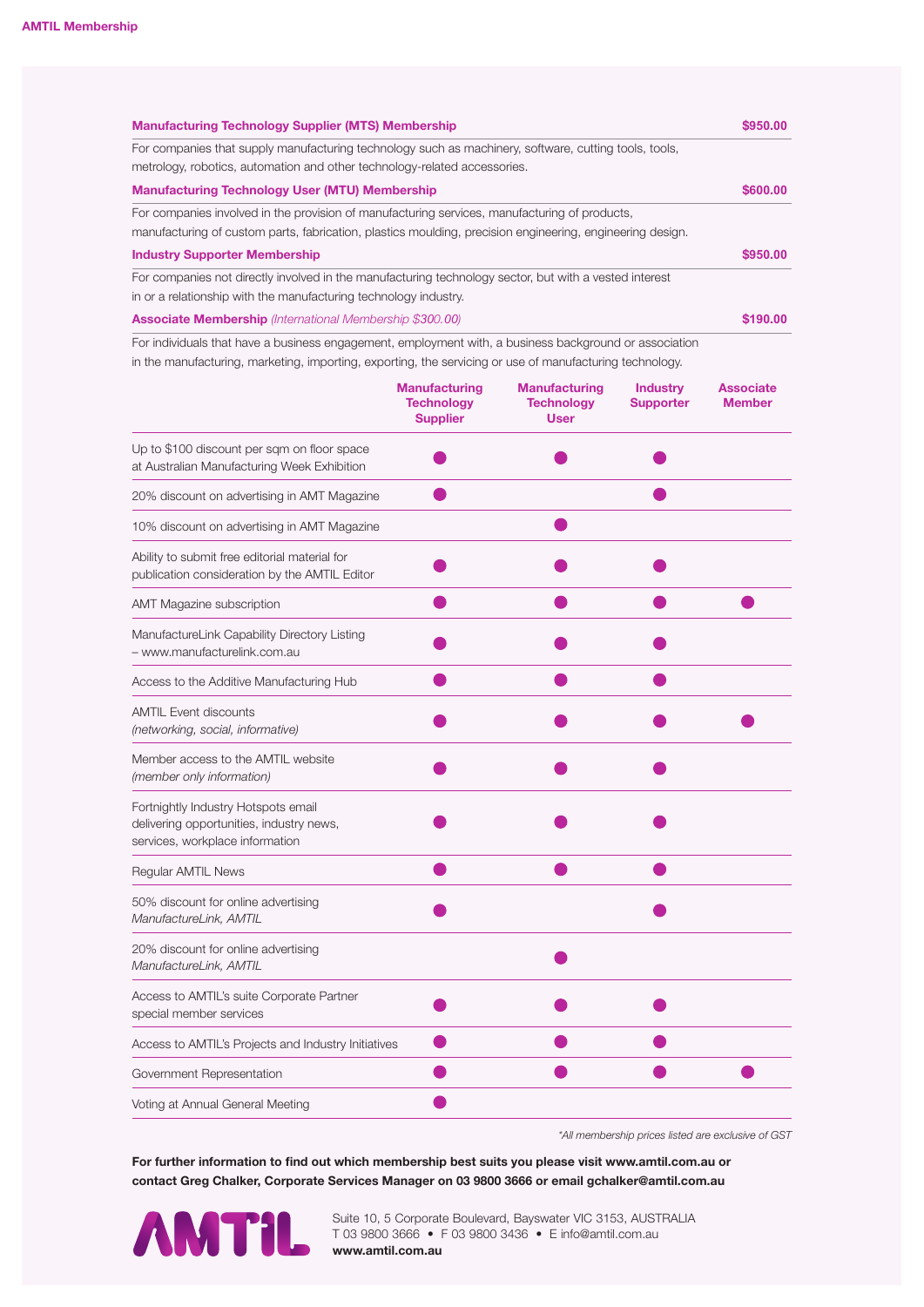**AMTIL Membership**

**Manufacturing Technology Supplier (MTS) Membership** — **$950.00**

For companies that supply manufacturing technology such as machinery, software, cutting tools, tools, metrology, robotics, automation and other technology-related accessories.

**Manufacturing Technology User (MTU) Membership** — **$600.00**

For companies involved in the provision of manufacturing services, manufacturing of products, manufacturing of custom parts, fabrication, plastics moulding, precision engineering, engineering design.

**Industry Supporter Membership** — **$950.00**

For companies not directly involved in the manufacturing technology sector, but with a vested interest in or a relationship with the manufacturing technology industry.

**Associate Membership** *(International Membership $300.00)* — **$190.00**

For individuals that have a business engagement, employment with, a business background or association in the manufacturing, marketing, importing, exporting, the servicing or use of manufacturing technology.

| | Manufacturing Technology Supplier | Manufacturing Technology User | Industry Supporter | Associate Member |
|---|---|---|---|---|
| Up to $100 discount per sqm on floor space at Australian Manufacturing Week Exhibition | ● | ● | ● | |
| 20% discount on advertising in AMT Magazine | ● | | ● | |
| 10% discount on advertising in AMT Magazine | | ● | | |
| Ability to submit free editorial material for publication consideration by the AMTIL Editor | ● | ● | ● | |
| AMT Magazine subscription | ● | ● | ● | ● |
| ManufactureLink Capability Directory Listing – www.manufacturelink.com.au | ● | ● | ● | |
| Access to the Additive Manufacturing Hub | ● | ● | ● | |
| AMTIL Event discounts *(networking, social, informative)* | ● | ● | ● | ● |
| Member access to the AMTIL website *(member only information)* | ● | ● | ● | |
| Fortnightly Industry Hotspots email delivering opportunities, industry news, services, workplace information | ● | ● | ● | |
| Regular AMTIL News | ● | ● | ● | |
| 50% discount for online advertising *ManufactureLink, AMTIL* | ● | | ● | |
| 20% discount for online advertising *ManufactureLink, AMTIL* | | ● | | |
| Access to AMTIL's suite Corporate Partner special member services | ● | ● | ● | |
| Access to AMTIL's Projects and Industry Initiatives | ● | ● | ● | |
| Government Representation | ● | ● | ● | ● |
| Voting at Annual General Meeting | ● | | | |

*\*All membership prices listed are exclusive of GST*

**For further information to find out which membership best suits you please visit www.amtil.com.au or contact Greg Chalker, Corporate Services Manager on 03 9800 3666 or email gchalker@amtil.com.au**

AMTIL

Suite 10, 5 Corporate Boulevard, Bayswater VIC 3153, AUSTRALIA
T 03 9800 3666 • F 03 9800 3436 • E info@amtil.com.au
**www.amtil.com.au**